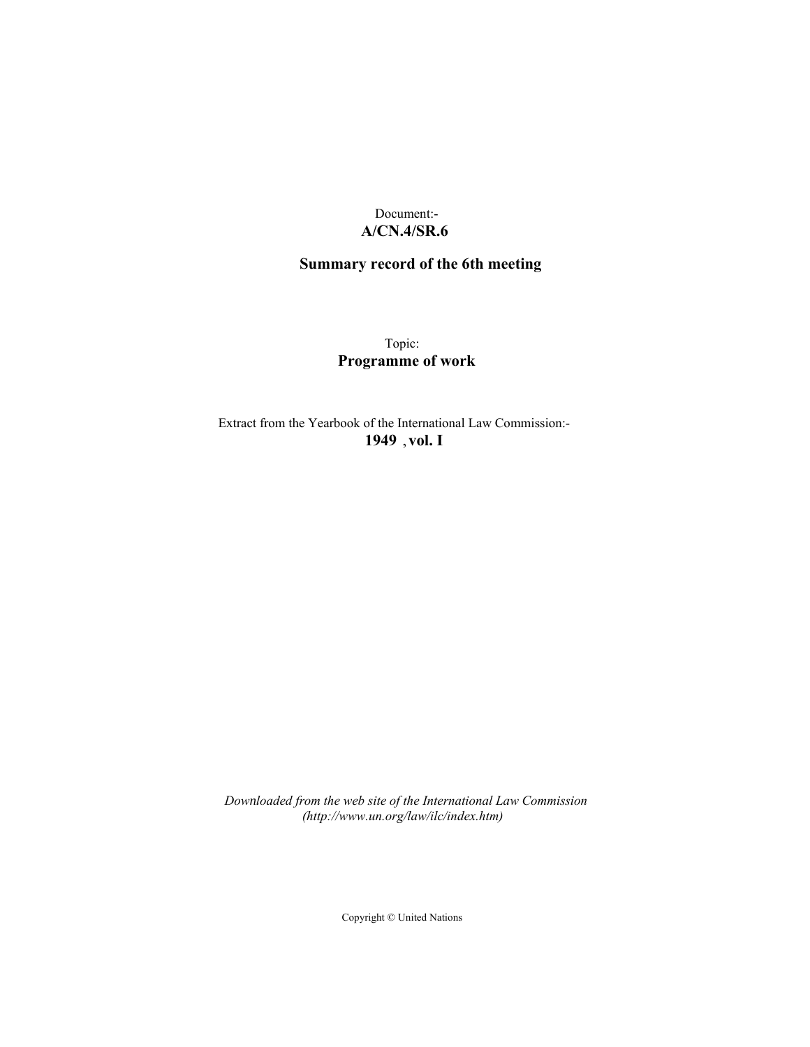Document:-
**A/CN.4/SR.6**

**Summary record of the 6th meeting**

Topic:
**Programme of work**

Extract from the Yearbook of the International Law Commission:-
**1949 , vol. I**

*Downloaded from the web site of the International Law Commission (http://www.un.org/law/ilc/index.htm)*

Copyright © United Nations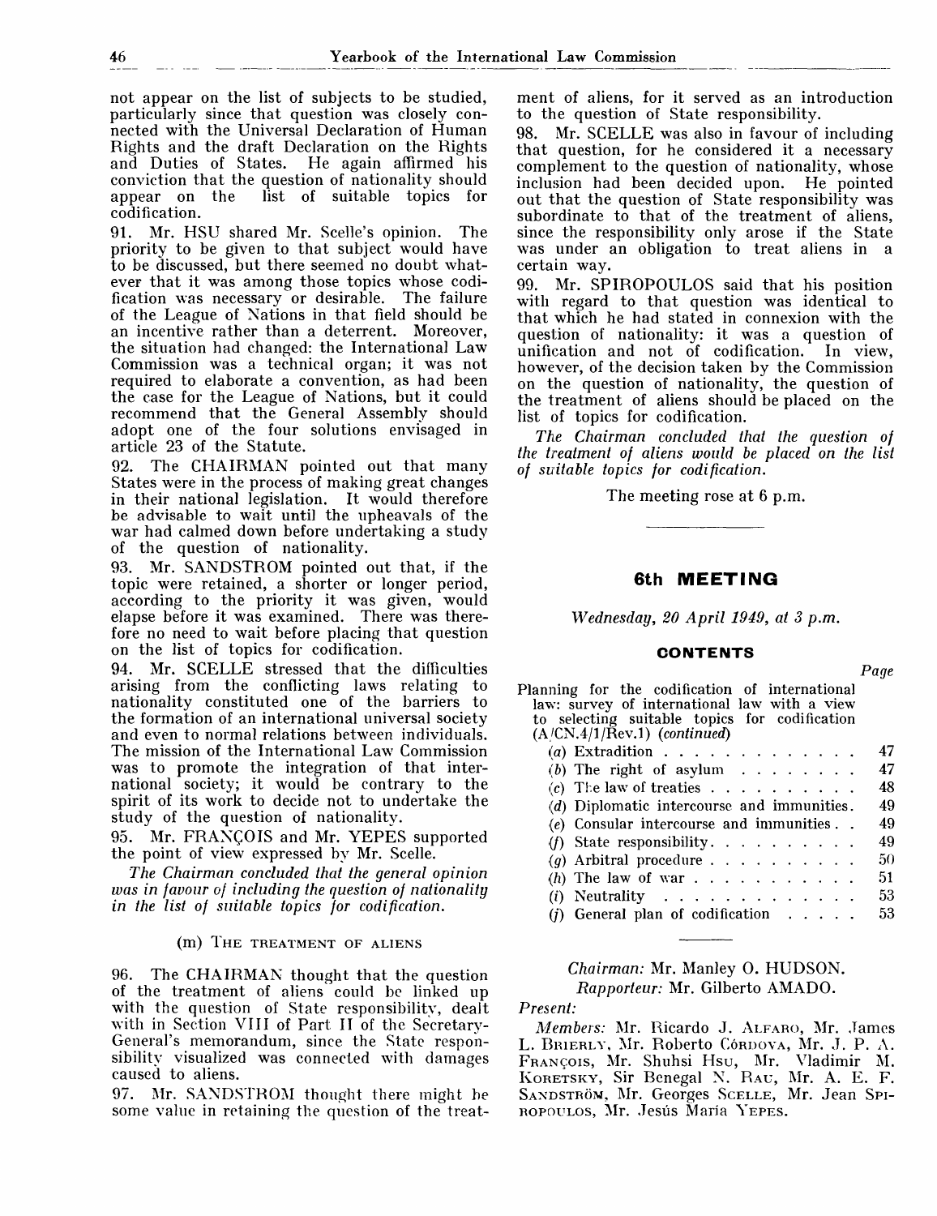not appear on the list of subjects to be studied, particularly since that question was closely connected with the Universal Declaration of Human Rights and the draft Declaration on the Rights and Duties of States. He again affirmed his conviction that the question of nationality should appear on the list of suitable topics for codification.

91. Mr. HSU shared Mr. Scelle's opinion. The priority to be given to that subject would have to be discussed, but there seemed no doubt whatever that it was among those topics whose codification was necessary or desirable. The failure of the League of Nations in that field should be an incentive rather than a deterrent. Moreover, the situation had changed: the International Law Commission was a technical organ; it was not required to elaborate a convention, as had been the case for the League of Nations, but it could recommend that the General Assembly should adopt one of the four solutions envisaged in article 23 of the Statute.

92. The CHAIRMAN pointed out that many States were in the process of making great changes in their national legislation. It would therefore be advisable to wait until the upheavals of the war had calmed down before undertaking a study of the question of nationality.

93. Mr. SANDSTROM pointed out that, if the topic were retained, a shorter or longer period, according to the priority it was given, would elapse before it was examined. There was therefore no need to wait before placing that question on the list of topics for codification.

94. Mr. SCELLE stressed that the difficulties arising from the conflicting laws relating to nationality constituted one of the barriers to the formation of an international universal society and even to normal relations between individuals. The mission of the International Law Commission was to promote the integration of that international society; it would be contrary to the spirit of its work to decide not to undertake the study of the question of nationality.

95. Mr. FRANÇOIS and Mr. YEPES supported the point of view expressed by Mr. Scelle.

*The Chairman concluded that the general opinion was in favour of including the question of nationality in the list of suitable topics for codification.*

### (m) The treatment of aliens

96. The CHAIRMAN thought that the question of the treatment of aliens could be linked up with the question of State responsibility, dealt with in Section VIII of Part II of the Secretary-General's memorandum, since the State responsibility visualized was connected with damages caused to aliens.

97. Mr. SANDSTROM thought there might be some value in retaining the question of the treatment of aliens, for it served as an introduction to the question of State responsibility.

98. Mr. SCELLE was also in favour of including that question, for he considered it a necessary complement to the question of nationality, whose inclusion had been decided upon. He pointed out that the question of State responsibility was subordinate to that of the treatment of aliens, since the responsibility only arose if the State was under an obligation to treat aliens in a certain way.

99. Mr. SPIROPOULOS said that his position with regard to that question was identical to that which he had stated in connexion with the question of nationality: it was a question of unification and not of codification. In view, however, of the decision taken by the Commission on the question of nationality, the question of the treatment of aliens should be placed on the list of topics for codification.

*The Chairman concluded that the question of the treatment of aliens would be placed on the list of suitable topics for codification.*

The meeting rose at 6 p.m.

## 6th MEETING

*Wednesday, 20 April 1949, at 3 p.m.*

### CONTENTS

| | Page |
|---|---|
| Planning for the codification of international law: survey of international law with a view to selecting suitable topics for codification (A/CN.4/1/Rev.1) *(continued)* | |
| (a) Extradition | 47 |
| (b) The right of asylum | 47 |
| (c) The law of treaties | 48 |
| (d) Diplomatic intercourse and immunities | 49 |
| (e) Consular intercourse and immunities | 49 |
| (f) State responsibility | 49 |
| (g) Arbitral procedure | 50 |
| (h) The law of war | 51 |
| (i) Neutrality | 53 |
| (j) General plan of codification | 53 |

*Chairman:* Mr. Manley O. HUDSON.
*Rapporteur:* Mr. Gilberto AMADO.

*Present:*

*Members:* Mr. Ricardo J. ALFARO, Mr. James L. BRIERLY, Mr. Roberto CÓRDOVA, Mr. J. P. A. FRANÇOIS, Mr. Shuhsi HSU, Mr. Vladimir M. KORETSKY, Sir Benegal N. RAU, Mr. A. E. F. SANDSTRÖM, Mr. Georges SCELLE, Mr. Jean SPIROPOULOS, Mr. Jesús María YEPES.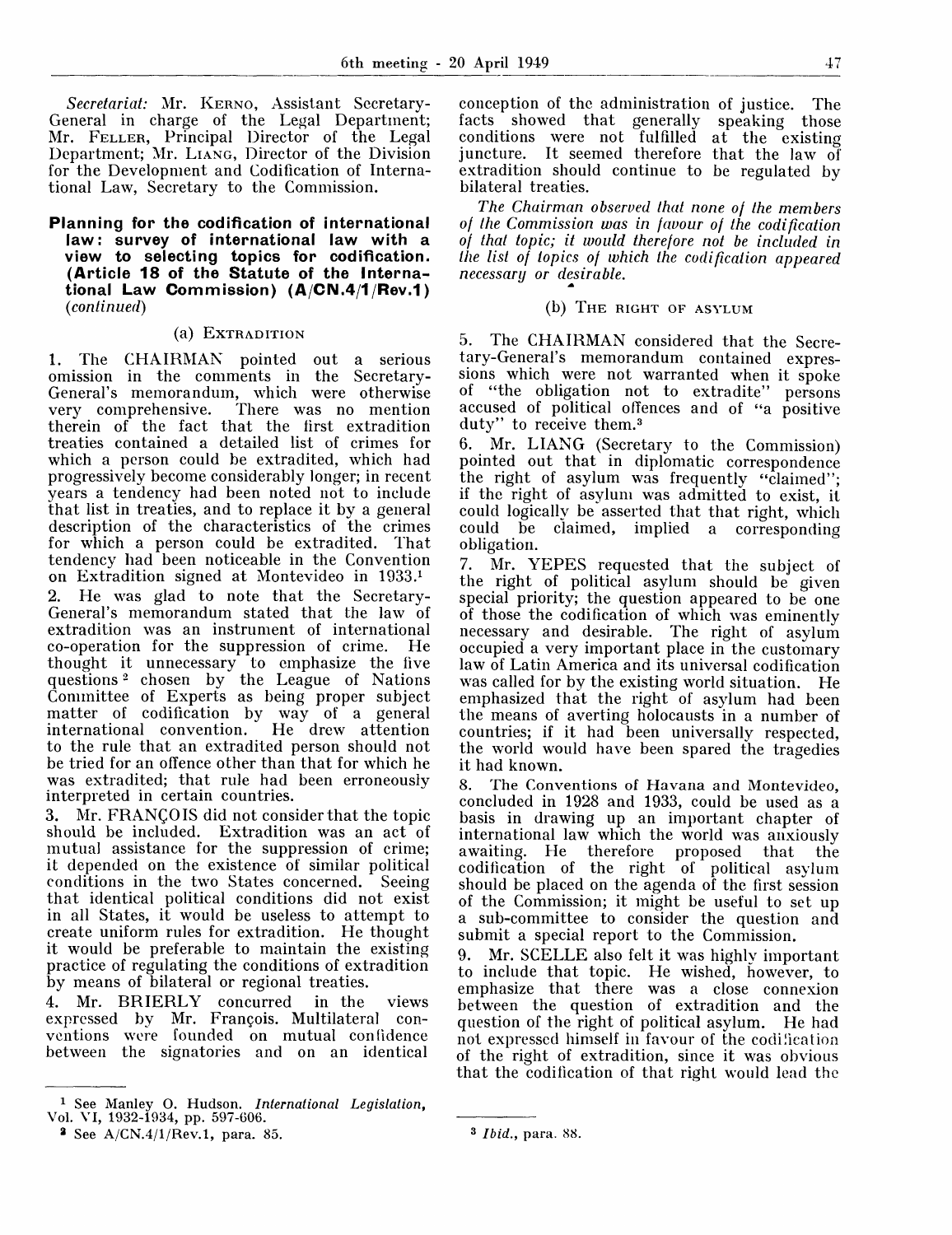*Secretariat:* Mr. Kerno, Assistant Secretary-General in charge of the Legal Department; Mr. Feller, Principal Director of the Legal Department; Mr. Liang, Director of the Division for the Development and Codification of International Law, Secretary to the Commission.

## Planning for the codification of international law: survey of international law with a view to selecting topics for codification. (Article 18 of the Statute of the International Law Commission) (A/CN.4/1/Rev.1) *(continued)*

### (a) Extradition

1. The CHAIRMAN pointed out a serious omission in the comments in the Secretary-General's memorandum, which were otherwise very comprehensive. There was no mention therein of the fact that the first extradition treaties contained a detailed list of crimes for which a person could be extradited, which had progressively become considerably longer; in recent years a tendency had been noted not to include that list in treaties, and to replace it by a general description of the characteristics of the crimes for which a person could be extradited. That tendency had been noticeable in the Convention on Extradition signed at Montevideo in 1933.[1]

2. He was glad to note that the Secretary-General's memorandum stated that the law of extradition was an instrument of international co-operation for the suppression of crime. He thought it unnecessary to emphasize the five questions[2] chosen by the League of Nations Committee of Experts as being proper subject matter of codification by way of a general international convention. He drew attention to the rule that an extradited person should not be tried for an offence other than that for which he was extradited; that rule had been erroneously interpreted in certain countries.

3. Mr. FRANÇOIS did not consider that the topic should be included. Extradition was an act of mutual assistance for the suppression of crime; it depended on the existence of similar political conditions in the two States concerned. Seeing that identical political conditions did not exist in all States, it would be useless to attempt to create uniform rules for extradition. He thought it would be preferable to maintain the existing practice of regulating the conditions of extradition by means of bilateral or regional treaties.

4. Mr. BRIERLY concurred in the views expressed by Mr. François. Multilateral conventions were founded on mutual confidence between the signatories and on an identical conception of the administration of justice. The facts showed that generally speaking those conditions were not fulfilled at the existing juncture. It seemed therefore that the law of extradition should continue to be regulated by bilateral treaties.

*The Chairman observed that none of the members of the Commission was in favour of the codification of that topic; it would therefore not be included in the list of topics of which the codification appeared necessary or desirable.*

### (b) The right of asylum

5. The CHAIRMAN considered that the Secretary-General's memorandum contained expressions which were not warranted when it spoke of "the obligation not to extradite" persons accused of political offences and of "a positive duty" to receive them.[3]

6. Mr. LIANG (Secretary to the Commission) pointed out that in diplomatic correspondence the right of asylum was frequently "claimed"; if the right of asylum was admitted to exist, it could logically be asserted that that right, which could be claimed, implied a corresponding obligation.

7. Mr. YEPES requested that the subject of the right of political asylum should be given special priority; the question appeared to be one of those the codification of which was eminently necessary and desirable. The right of asylum occupied a very important place in the customary law of Latin America and its universal codification was called for by the existing world situation. He emphasized that the right of asylum had been the means of averting holocausts in a number of countries; if it had been universally respected, the world would have been spared the tragedies it had known.

8. The Conventions of Havana and Montevideo, concluded in 1928 and 1933, could be used as a basis in drawing up an important chapter of international law which the world was anxiously awaiting. He therefore proposed that the codification of the right of political asylum should be placed on the agenda of the first session of the Commission; it might be useful to set up a sub-committee to consider the question and submit a special report to the Commission.

9. Mr. SCELLE also felt it was highly important to include that topic. He wished, however, to emphasize that there was a close connexion between the question of extradition and the question of the right of political asylum. He had not expressed himself in favour of the codification of the right of extradition, since it was obvious that the codification of that right would lead the

---

[1] See Manley O. Hudson. *International Legislation*, Vol. VI, 1932-1934, pp. 597-606.

[2] See A/CN.4/1/Rev.1, para. 85.

[3] *Ibid.*, para. 88.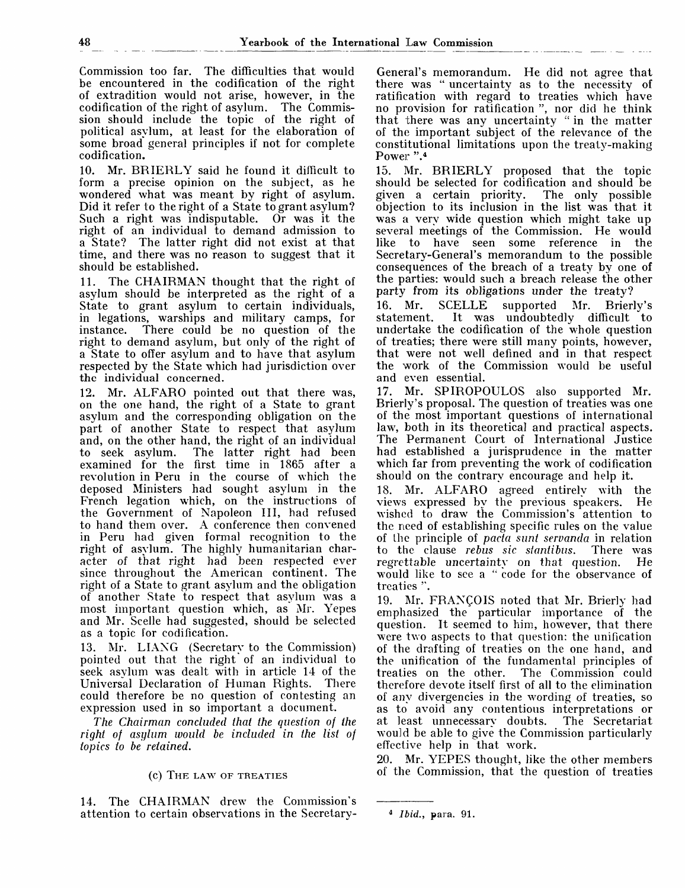Commission too far. The difficulties that would be encountered in the codification of the right of extradition would not arise, however, in the codification of the right of asylum. The Commission should include the topic of the right of political asylum, at least for the elaboration of some broad general principles if not for complete codification.

10. Mr. BRIERLY said he found it difficult to form a precise opinion on the subject, as he wondered what was meant by right of asylum. Did it refer to the right of a State to grant asylum? Such a right was indisputable. Or was it the right of an individual to demand admission to a State? The latter right did not exist at that time, and there was no reason to suggest that it should be established.

11. The CHAIRMAN thought that the right of asylum should be interpreted as the right of a State to grant asylum to certain individuals, in legations, warships and military camps, for instance. There could be no question of the right to demand asylum, but only of the right of a State to offer asylum and to have that asylum respected by the State which had jurisdiction over the individual concerned.

12. Mr. ALFARO pointed out that there was, on the one hand, the right of a State to grant asylum and the corresponding obligation on the part of another State to respect that asylum and, on the other hand, the right of an individual to seek asylum. The latter right had been examined for the first time in 1865 after a revolution in Peru in the course of which the deposed Ministers had sought asylum in the French legation which, on the instructions of the Government of Napoleon III, had refused to hand them over. A conference then convened in Peru had given formal recognition to the right of asylum. The highly humanitarian character of that right had been respected ever since throughout the American continent. The right of a State to grant asylum and the obligation of another State to respect that asylum was a most important question which, as Mr. Yepes and Mr. Scelle had suggested, should be selected as a topic for codification.

13. Mr. LIANG (Secretary to the Commission) pointed out that the right of an individual to seek asylum was dealt with in article 14 of the Universal Declaration of Human Rights. There could therefore be no question of contesting an expression used in so important a document.

*The Chairman concluded that the question of the right of asylum would be included in the list of topics to be retained.*

### (c) The law of treaties

14. The CHAIRMAN drew the Commission's attention to certain observations in the Secretary-General's memorandum. He did not agree that there was " uncertainty as to the necessity of ratification with regard to treaties which have no provision for ratification ", nor did he think that there was any uncertainty " in the matter of the important subject of the relevance of the constitutional limitations upon the treaty-making Power ".[4]

15. Mr. BRIERLY proposed that the topic should be selected for codification and should be given a certain priority. The only possible objection to its inclusion in the list was that it was a very wide question which might take up several meetings of the Commission. He would like to have seen some reference in the Secretary-General's memorandum to the possible consequences of the breach of a treaty by one of the parties: would such a breach release the other party from its obligations under the treaty?

16. Mr. SCELLE supported Mr. Brierly's statement. It was undoubtedly difficult to undertake the codification of the whole question of treaties; there were still many points, however, that were not well defined and in that respect the work of the Commission would be useful and even essential.

17. Mr. SPIROPOULOS also supported Mr. Brierly's proposal. The question of treaties was one of the most important questions of international law, both in its theoretical and practical aspects. The Permanent Court of International Justice had established a jurisprudence in the matter which far from preventing the work of codification should on the contrary encourage and help it.

18. Mr. ALFARO agreed entirely with the views expressed by the previous speakers. He wished to draw the Commission's attention to the need of establishing specific rules on the value of the principle of *pacta sunt servanda* in relation to the clause *rebus sic stantibus*. There was regrettable uncertainty on that question. He would like to see a " code for the observance of treaties ".

19. Mr. FRANÇOIS noted that Mr. Brierly had emphasized the particular importance of the question. It seemed to him, however, that there were two aspects to that question: the unification of the drafting of treaties on the one hand, and the unification of the fundamental principles of treaties on the other. The Commission could therefore devote itself first of all to the elimination of any divergencies in the wording of treaties, so as to avoid any contentious interpretations or at least unnecessary doubts. The Secretariat would be able to give the Commission particularly effective help in that work.

20. Mr. YEPES thought, like the other members of the Commission, that the question of treaties

---

[4] *Ibid.*, para. 91.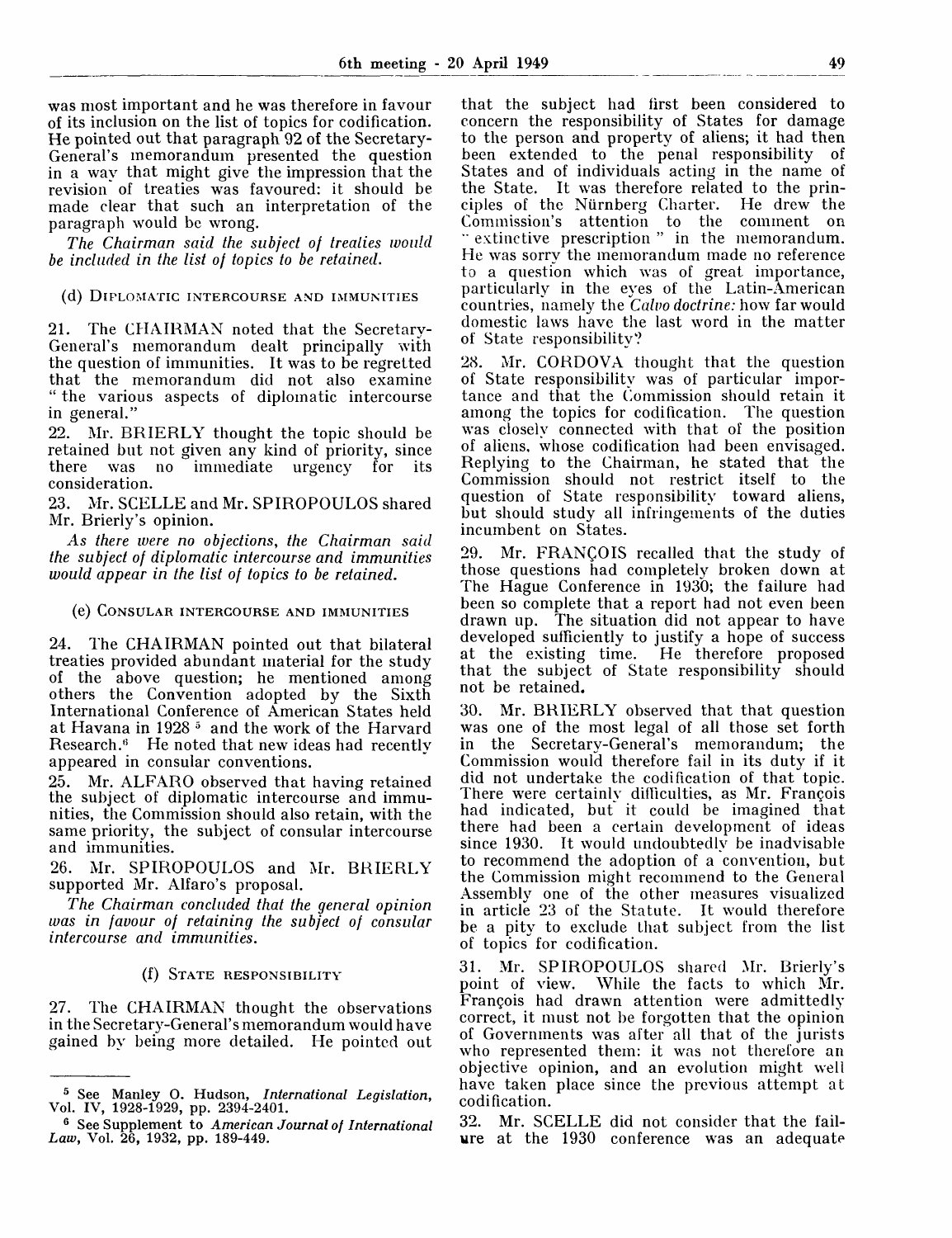was most important and he was therefore in favour of its inclusion on the list of topics for codification. He pointed out that paragraph 92 of the Secretary-General's memorandum presented the question in a way that might give the impression that the revision of treaties was favoured: it should be made clear that such an interpretation of the paragraph would be wrong.

*The Chairman said the subject of treaties would be included in the list of topics to be retained.*

### (d) Diplomatic intercourse and immunities

21. The CHAIRMAN noted that the Secretary-General's memorandum dealt principally with the question of immunities. It was to be regretted that the memorandum did not also examine "the various aspects of diplomatic intercourse in general."

22. Mr. BRIERLY thought the topic should be retained but not given any kind of priority, since there was no immediate urgency for its consideration.

23. Mr. SCELLE and Mr. SPIROPOULOS shared Mr. Brierly's opinion.

*As there were no objections, the Chairman said the subject of diplomatic intercourse and immunities would appear in the list of topics to be retained.*

### (e) Consular intercourse and immunities

24. The CHAIRMAN pointed out that bilateral treaties provided abundant material for the study of the above question; he mentioned among others the Convention adopted by the Sixth International Conference of American States held at Havana in 1928 [5] and the work of the Harvard Research.[6] He noted that new ideas had recently appeared in consular conventions.

25. Mr. ALFARO observed that having retained the subject of diplomatic intercourse and immunities, the Commission should also retain, with the same priority, the subject of consular intercourse and immunities.

26. Mr. SPIROPOULOS and Mr. BRIERLY supported Mr. Alfaro's proposal.

*The Chairman concluded that the general opinion was in favour of retaining the subject of consular intercourse and immunities.*

### (f) State responsibility

27. The CHAIRMAN thought the observations in the Secretary-General's memorandum would have gained by being more detailed. He pointed out that the subject had first been considered to concern the responsibility of States for damage to the person and property of aliens; it had then been extended to the penal responsibility of States and of individuals acting in the name of the State. It was therefore related to the principles of the Nürnberg Charter. He drew the Commission's attention to the comment on "extinctive prescription" in the memorandum. He was sorry the memorandum made no reference to a question which was of great importance, particularly in the eyes of the Latin-American countries, namely the *Calvo doctrine:* how far would domestic laws have the last word in the matter of State responsibility?

28. Mr. CORDOVA thought that the question of State responsibility was of particular importance and that the Commission should retain it among the topics for codification. The question was closely connected with that of the position of aliens, whose codification had been envisaged. Replying to the Chairman, he stated that the Commission should not restrict itself to the question of State responsibility toward aliens, but should study all infringements of the duties incumbent on States.

29. Mr. FRANÇOIS recalled that the study of those questions had completely broken down at The Hague Conference in 1930; the failure had been so complete that a report had not even been drawn up. The situation did not appear to have developed sufficiently to justify a hope of success at the existing time. He therefore proposed that the subject of State responsibility should not be retained.

30. Mr. BRIERLY observed that that question was one of the most legal of all those set forth in the Secretary-General's memorandum; the Commission would therefore fail in its duty if it did not undertake the codification of that topic. There were certainly difficulties, as Mr. François had indicated, but it could be imagined that there had been a certain development of ideas since 1930. It would undoubtedly be inadvisable to recommend the adoption of a convention, but the Commission might recommend to the General Assembly one of the other measures visualized in article 23 of the Statute. It would therefore be a pity to exclude that subject from the list of topics for codification.

31. Mr. SPIROPOULOS shared Mr. Brierly's point of view. While the facts to which Mr. François had drawn attention were admittedly correct, it must not be forgotten that the opinion of Governments was after all that of the jurists who represented them: it was not therefore an objective opinion, and an evolution might well have taken place since the previous attempt at codification.

32. Mr. SCELLE did not consider that the failure at the 1930 conference was an adequate

---

[5] See Manley O. Hudson, *International Legislation*, Vol. IV, 1928-1929, pp. 2394-2401.

[6] See Supplement to *American Journal of International Law*, Vol. 26, 1932, pp. 189-449.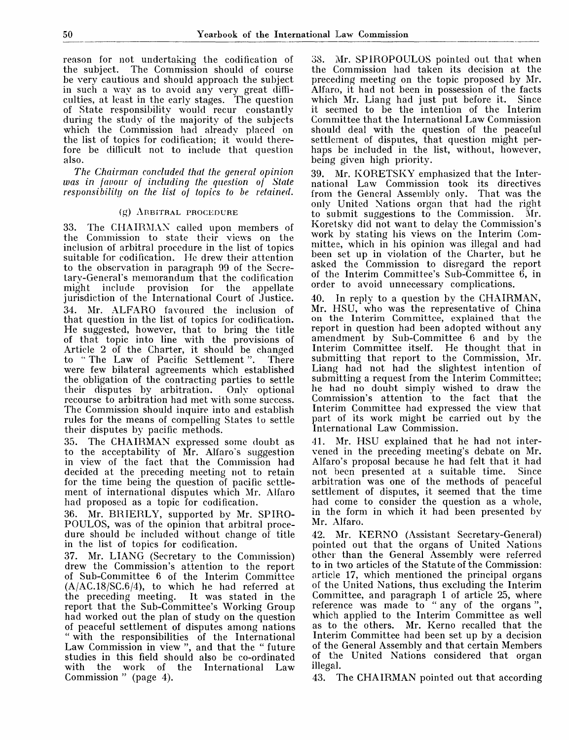reason for not undertaking the codification of the subject. The Commission should of course be very cautious and should approach the subject in such a way as to avoid any very great difficulties, at least in the early stages. The question of State responsibility would recur constantly during the study of the majority of the subjects which the Commission had already placed on the list of topics for codification; it would therefore be difficult not to include that question also.

*The Chairman concluded that the general opinion was in favour of including the question of State responsibility on the list of topics to be retained.*

### (g) Arbitral procedure

33. The CHAIRMAN called upon members of the Commission to state their views on the inclusion of arbitral procedure in the list of topics suitable for codification. He drew their attention to the observation in paragraph 99 of the Secretary-General's memorandum that the codification might include provision for the appellate jurisdiction of the International Court of Justice.

34. Mr. ALFARO favoured the inclusion of that question in the list of topics for codification. He suggested, however, that to bring the title of that topic into line with the provisions of Article 2 of the Charter, it should be changed to " The Law of Pacific Settlement ". There were few bilateral agreements which established the obligation of the contracting parties to settle their disputes by arbitration. Only optional recourse to arbitration had met with some success. The Commission should inquire into and establish rules for the means of compelling States to settle their disputes by pacific methods.

35. The CHAIRMAN expressed some doubt as to the acceptability of Mr. Alfaro's suggestion in view of the fact that the Commission had decided at the preceding meeting not to retain for the time being the question of pacific settlement of international disputes which Mr. Alfaro had proposed as a topic for codification.

36. Mr. BRIERLY, supported by Mr. SPIROPOULOS, was of the opinion that arbitral procedure should be included without change of title in the list of topics for codification.

37. Mr. LIANG (Secretary to the Commission) drew the Commission's attention to the report of Sub-Committee 6 of the Interim Committee (A/AC.18/SC.6/4), to which he had referred at the preceding meeting. It was stated in the report that the Sub-Committee's Working Group had worked out the plan of study on the question of peaceful settlement of disputes among nations " with the responsibilities of the International Law Commission in view ", and that the " future studies in this field should also be co-ordinated with the work of the International Law Commission " (page 4).

38. Mr. SPIROPOULOS pointed out that when the Commission had taken its decision at the preceding meeting on the topic proposed by Mr. Alfaro, it had not been in possession of the facts which Mr. Liang had just put before it. Since it seemed to be the intention of the Interim Committee that the International Law Commission should deal with the question of the peaceful settlement of disputes, that question might perhaps be included in the list, without, however, being given high priority.

39. Mr. KORETSKY emphasized that the International Law Commission took its directives from the General Assembly only. That was the only United Nations organ that had the right to submit suggestions to the Commission. Mr. Koretsky did not want to delay the Commission's work by stating his views on the Interim Committee, which in his opinion was illegal and had been set up in violation of the Charter, but he asked the Commission to disregard the report of the Interim Committee's Sub-Committee 6, in order to avoid unnecessary complications.

40. In reply to a question by the CHAIRMAN, Mr. HSU, who was the representative of China on the Interim Committee, explained that the report in question had been adopted without any amendment by Sub-Committee 6 and by the Interim Committee itself. He thought that in submitting that report to the Commission, Mr. Liang had not had the slightest intention of submitting a request from the Interim Committee; he had no doubt simply wished to draw the Commission's attention to the fact that the Interim Committee had expressed the view that part of its work might be carried out by the International Law Commission.

41. Mr. HSU explained that he had not intervened in the preceding meeting's debate on Mr. Alfaro's proposal because he had felt that it had not been presented at a suitable time. Since arbitration was one of the methods of peaceful settlement of disputes, it seemed that the time had come to consider the question as a whole, in the form in which it had been presented by Mr. Alfaro.

42. Mr. KERNO (Assistant Secretary-General) pointed out that the organs of United Nations other than the General Assembly were referred to in two articles of the Statute of the Commission: article 17, which mentioned the principal organs of the United Nations, thus excluding the Interim Committee, and paragraph 1 of article 25, where reference was made to " any of the organs ", which applied to the Interim Committee as well as to the others. Mr. Kerno recalled that the Interim Committee had been set up by a decision of the General Assembly and that certain Members of the United Nations considered that organ illegal.

43. The CHAIRMAN pointed out that according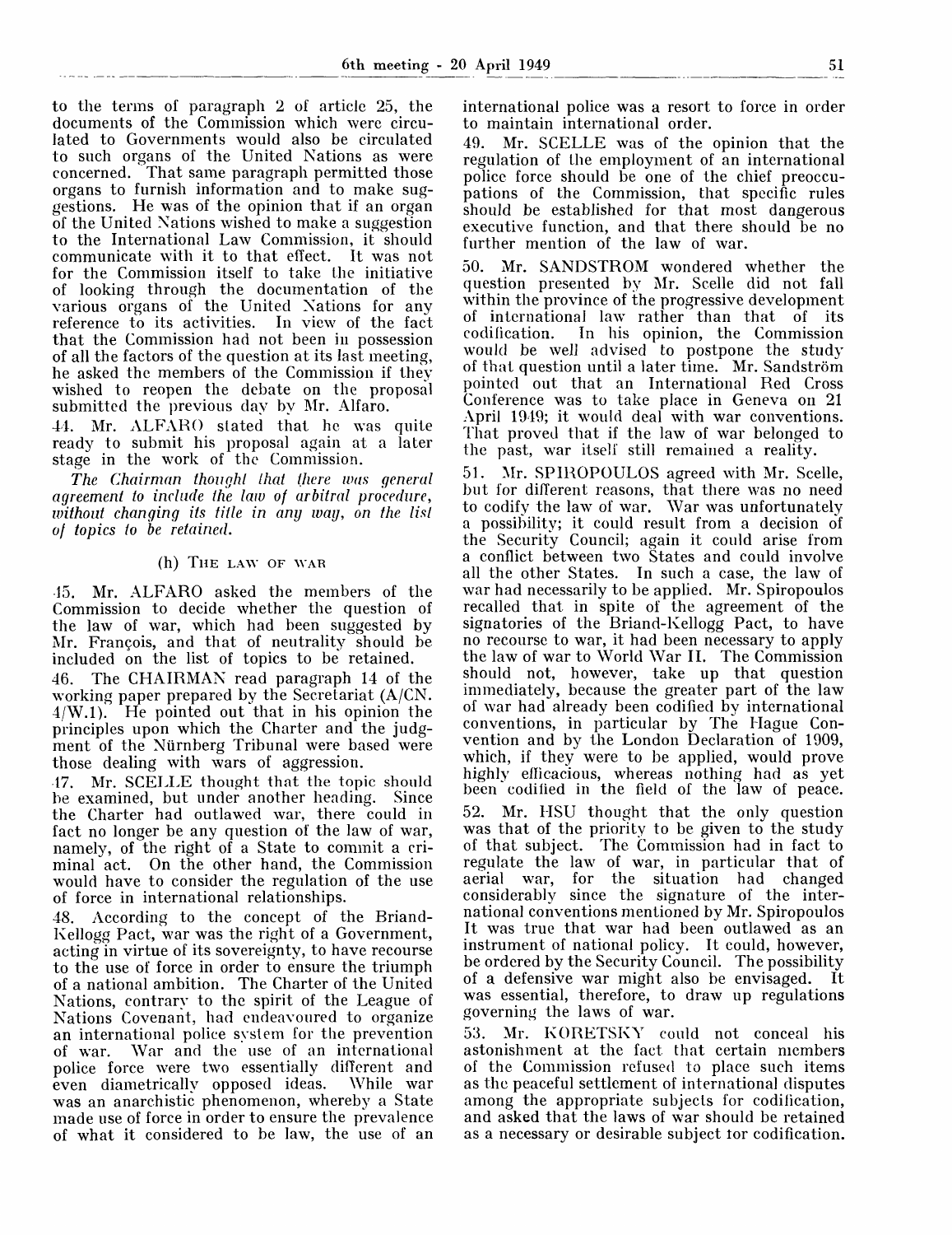to the terms of paragraph 2 of article 25, the documents of the Commission which were circulated to Governments would also be circulated to such organs of the United Nations as were concerned. That same paragraph permitted those organs to furnish information and to make suggestions. He was of the opinion that if an organ of the United Nations wished to make a suggestion to the International Law Commission, it should communicate with it to that effect. It was not for the Commission itself to take the initiative of looking through the documentation of the various organs of the United Nations for any reference to its activities. In view of the fact that the Commission had not been in possession of all the factors of the question at its last meeting, he asked the members of the Commission if they wished to reopen the debate on the proposal submitted the previous day by Mr. Alfaro.

44. Mr. ALFARO stated that he was quite ready to submit his proposal again at a later stage in the work of the Commission.

*The Chairman thought that there was general agreement to include the law of arbitral procedure, without changing its title in any way, on the list of topics to be retained.*

### (h) The law of war

45. Mr. ALFARO asked the members of the Commission to decide whether the question of the law of war, which had been suggested by Mr. François, and that of neutrality should be included on the list of topics to be retained.

46. The CHAIRMAN read paragraph 14 of the working paper prepared by the Secretariat (A/CN. 4/W.1). He pointed out that in his opinion the principles upon which the Charter and the judgment of the Nürnberg Tribunal were based were those dealing with wars of aggression.

47. Mr. SCELLE thought that the topic should be examined, but under another heading. Since the Charter had outlawed war, there could in fact no longer be any question of the law of war, namely, of the right of a State to commit a criminal act. On the other hand, the Commission would have to consider the regulation of the use of force in international relationships.

48. According to the concept of the Briand-Kellogg Pact, war was the right of a Government, acting in virtue of its sovereignty, to have recourse to the use of force in order to ensure the triumph of a national ambition. The Charter of the United Nations, contrary to the spirit of the League of Nations Covenant, had endeavoured to organize an international police system for the prevention of war. War and the use of an international police force were two essentially different and even diametrically opposed ideas. While war was an anarchistic phenomenon, whereby a State made use of force in order to ensure the prevalence of what it considered to be law, the use of an international police was a resort to force in order to maintain international order.

49. Mr. SCELLE was of the opinion that the regulation of the employment of an international police force should be one of the chief preoccupations of the Commission, that specific rules should be established for that most dangerous executive function, and that there should be no further mention of the law of war.

50. Mr. SANDSTROM wondered whether the question presented by Mr. Scelle did not fall within the province of the progressive development of international law rather than that of its codification. In his opinion, the Commission would be well advised to postpone the study of that question until a later time. Mr. Sandström pointed out that an International Red Cross Conference was to take place in Geneva on 21 April 1949; it would deal with war conventions. That proved that if the law of war belonged to the past, war itself still remained a reality.

51. Mr. SPIROPOULOS agreed with Mr. Scelle, but for different reasons, that there was no need to codify the law of war. War was unfortunately a possibility; it could result from a decision of the Security Council; again it could arise from a conflict between two States and could involve all the other States. In such a case, the law of war had necessarily to be applied. Mr. Spiropoulos recalled that in spite of the agreement of the signatories of the Briand-Kellogg Pact, to have no recourse to war, it had been necessary to apply the law of war to World War II. The Commission should not, however, take up that question immediately, because the greater part of the law of war had already been codified by international conventions, in particular by The Hague Convention and by the London Declaration of 1909, which, if they were to be applied, would prove highly efficacious, whereas nothing had as yet been codified in the field of the law of peace.

52. Mr. HSU thought that the only question was that of the priority to be given to the study of that subject. The Commission had in fact to regulate the law of war, in particular that of aerial war, for the situation had changed considerably since the signature of the international conventions mentioned by Mr. Spiropoulos It was true that war had been outlawed as an instrument of national policy. It could, however, be ordered by the Security Council. The possibility of a defensive war might also be envisaged. It was essential, therefore, to draw up regulations governing the laws of war.

53. Mr. KORETSKY could not conceal his astonishment at the fact that certain members of the Commission refused to place such items as the peaceful settlement of international disputes among the appropriate subjects for codification, and asked that the laws of war should be retained as a necessary or desirable subject for codification.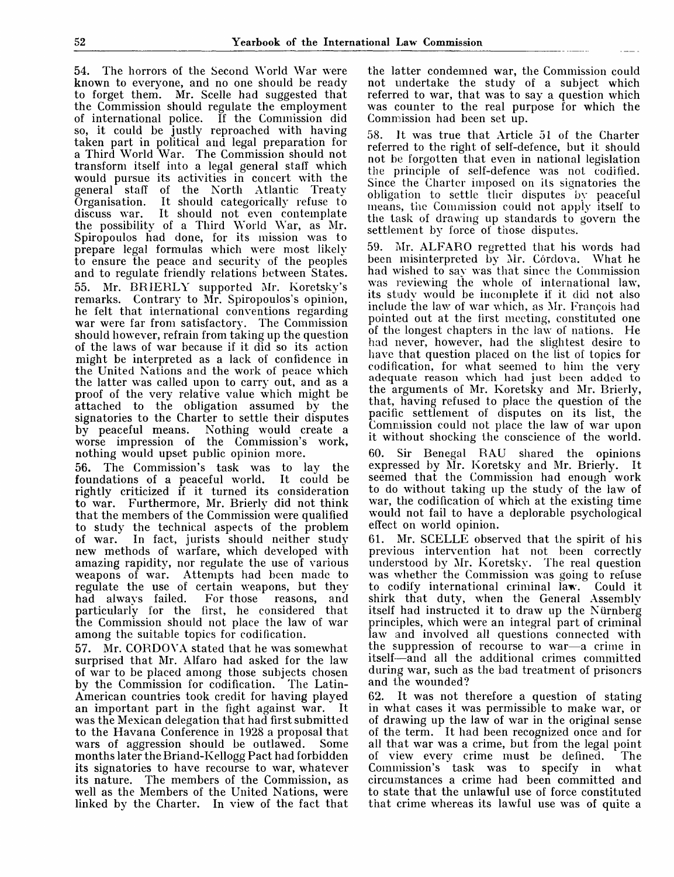54. The horrors of the Second World War were known to everyone, and no one should be ready to forget them. Mr. Scelle had suggested that the Commission should regulate the employment of international police. If the Commission did so, it could be justly reproached with having taken part in political and legal preparation for a Third World War. The Commission should not transform itself into a legal general staff which would pursue its activities in concert with the general staff of the North Atlantic Treaty Organisation. It should categorically refuse to discuss war. It should not even contemplate the possibility of a Third World War, as Mr. Spiropoulos had done, for its mission was to prepare legal formulas which were most likely to ensure the peace and security of the peoples and to regulate friendly relations between States.

55. Mr. BRIERLY supported Mr. Koretsky's remarks. Contrary to Mr. Spiropoulos's opinion, he felt that international conventions regarding war were far from satisfactory. The Commission should however, refrain from taking up the question of the laws of war because if it did so its action might be interpreted as a lack of confidence in the United Nations and the work of peace which the latter was called upon to carry out, and as a proof of the very relative value which might be attached to the obligation assumed by the signatories to the Charter to settle their disputes by peaceful means. Nothing would create a worse impression of the Commission's work, nothing would upset public opinion more.

56. The Commission's task was to lay the foundations of a peaceful world. It could be rightly criticized if it turned its consideration to war. Furthermore, Mr. Brierly did not think that the members of the Commission were qualified to study the technical aspects of the problem of war. In fact, jurists should neither study new methods of warfare, which developed with amazing rapidity, nor regulate the use of various weapons of war. Attempts had been made to regulate the use of certain weapons, but they had always failed. For those reasons, and particularly for the first, he considered that the Commission should not place the law of war among the suitable topics for codification.

57. Mr. CORDOVA stated that he was somewhat surprised that Mr. Alfaro had asked for the law of war to be placed among those subjects chosen by the Commission for codification. The Latin-American countries took credit for having played an important part in the fight against war. It was the Mexican delegation that had first submitted to the Havana Conference in 1928 a proposal that wars of aggression should be outlawed. Some months later the Briand-Kellogg Pact had forbidden its signatories to have recourse to war, whatever its nature. The members of the Commission, as well as the Members of the United Nations, were linked by the Charter. In view of the fact that the latter condemned war, the Commission could not undertake the study of a subject which referred to war, that was to say a question which was counter to the real purpose for which the Commission had been set up.

58. It was true that Article 51 of the Charter referred to the right of self-defence, but it should not be forgotten that even in national legislation the principle of self-defence was not codified. Since the Charter imposed on its signatories the obligation to settle their disputes by peaceful means, the Commission could not apply itself to the task of drawing up standards to govern the settlement by force of those disputes.

59. Mr. ALFARO regretted that his words had been misinterpreted by Mr. Córdova. What he had wished to say was that since the Commission was reviewing the whole of international law, its study would be incomplete if it did not also include the law of war which, as Mr. François had pointed out at the first meeting, constituted one of the longest chapters in the law of nations. He had never, however, had the slightest desire to have that question placed on the list of topics for codification, for what seemed to him the very adequate reason which had just been added to the arguments of Mr. Koretsky and Mr. Brierly, that, having refused to place the question of the pacific settlement of disputes on its list, the Commission could not place the law of war upon it without shocking the conscience of the world.

60. Sir Benegal RAU shared the opinions expressed by Mr. Koretsky and Mr. Brierly. It seemed that the Commission had enough work to do without taking up the study of the law of war, the codification of which at the existing time would not fail to have a deplorable psychological effect on world opinion.

61. Mr. SCELLE observed that the spirit of his previous intervention hat not been correctly understood by Mr. Koretsky. The real question was whether the Commission was going to refuse to codify international criminal law. Could it shirk that duty, when the General Assembly itself had instructed it to draw up the Nürnberg principles, which were an integral part of criminal law and involved all questions connected with the suppression of recourse to war—a crime in itself—and all the additional crimes committed during war, such as the bad treatment of prisoners and the wounded?

62. It was not therefore a question of stating in what cases it was permissible to make war, or of drawing up the law of war in the original sense of the term. It had been recognized once and for all that war was a crime, but from the legal point of view every crime must be defined. The Commission's task was to specify in what circumstances a crime had been committed and to state that the unlawful use of force constituted that crime whereas its lawful use was of quite a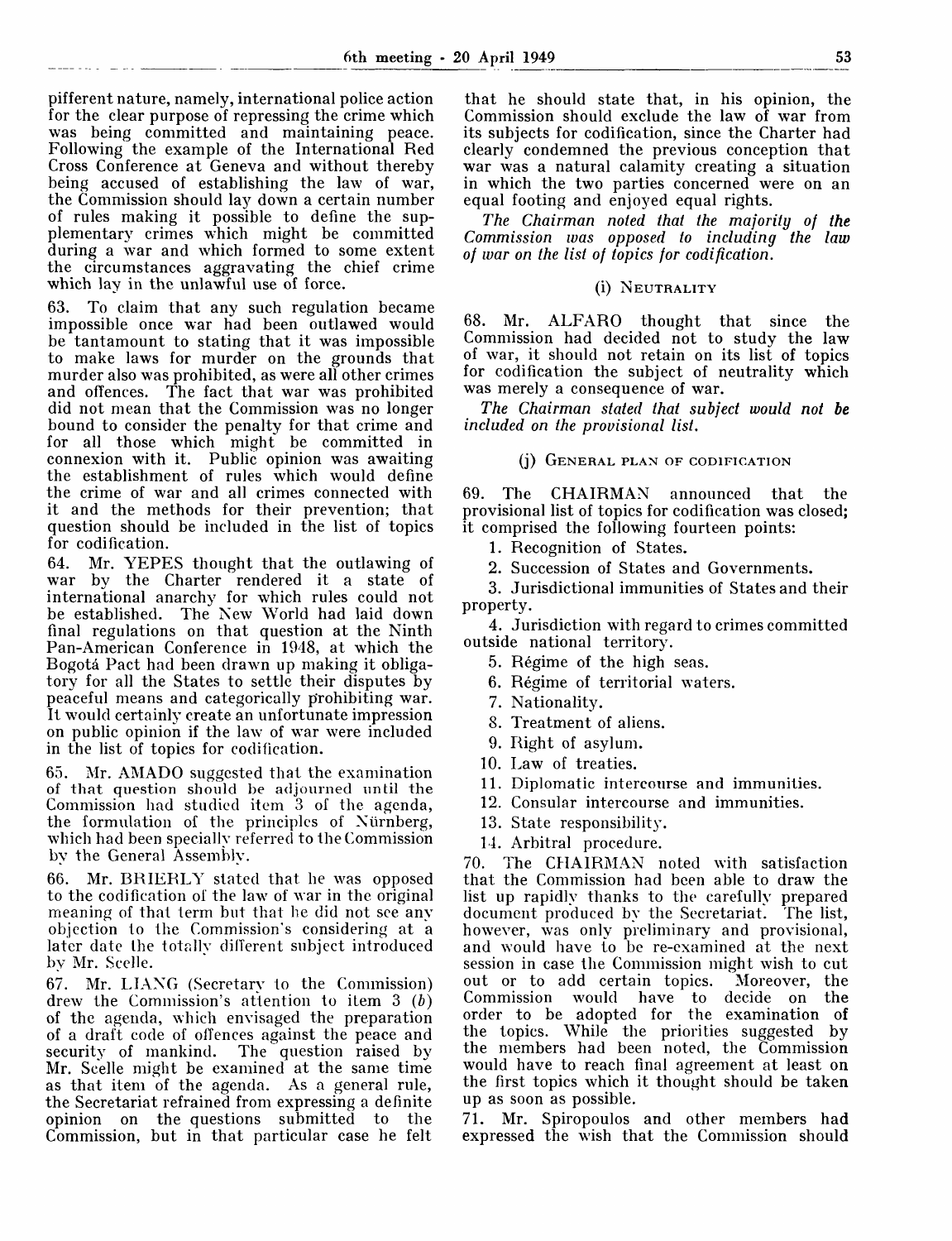pifferent nature, namely, international police action for the clear purpose of repressing the crime which was being committed and maintaining peace. Following the example of the International Red Cross Conference at Geneva and without thereby being accused of establishing the law of war, the Commission should lay down a certain number of rules making it possible to define the supplementary crimes which might be committed during a war and which formed to some extent the circumstances aggravating the chief crime which lay in the unlawful use of force.

63. To claim that any such regulation became impossible once war had been outlawed would be tantamount to stating that it was impossible to make laws for murder on the grounds that murder also was prohibited, as were all other crimes and offences. The fact that war was prohibited did not mean that the Commission was no longer bound to consider the penalty for that crime and for all those which might be committed in connexion with it. Public opinion was awaiting the establishment of rules which would define the crime of war and all crimes connected with it and the methods for their prevention; that question should be included in the list of topics for codification.

64. Mr. YEPES thought that the outlawing of war by the Charter rendered it a state of international anarchy for which rules could not be established. The New World had laid down final regulations on that question at the Ninth Pan-American Conference in 1948, at which the Bogotá Pact had been drawn up making it obligatory for all the States to settle their disputes by peaceful means and categorically prohibiting war. It would certainly create an unfortunate impression on public opinion if the law of war were included in the list of topics for codification.

65. Mr. AMADO suggested that the examination of that question should be adjourned until the Commission had studied item 3 of the agenda, the formulation of the principles of Nürnberg, which had been specially referred to the Commission by the General Assembly.

66. Mr. BRIERLY stated that he was opposed to the codification of the law of war in the original meaning of that term but that he did not see any objection to the Commission's considering at a later date the totally different subject introduced by Mr. Scelle.

67. Mr. LIANG (Secretary to the Commission) drew the Commission's attention to item 3 (*b*) of the agenda, which envisaged the preparation of a draft code of offences against the peace and security of mankind. The question raised by Mr. Scelle might be examined at the same time as that item of the agenda. As a general rule, the Secretariat refrained from expressing a definite opinion on the questions submitted to the Commission, but in that particular case he felt that he should state that, in his opinion, the Commission should exclude the law of war from its subjects for codification, since the Charter had clearly condemned the previous conception that war was a natural calamity creating a situation in which the two parties concerned were on an equal footing and enjoyed equal rights.

*The Chairman noted that the majority of the Commission was opposed to including the law of war on the list of topics for codification.*

### (i) NEUTRALITY

68. Mr. ALFARO thought that since the Commission had decided not to study the law of war, it should not retain on its list of topics for codification the subject of neutrality which was merely a consequence of war.

*The Chairman stated that subject would not be included on the provisional list.*

### (j) GENERAL PLAN OF CODIFICATION

69. The CHAIRMAN announced that the provisional list of topics for codification was closed; it comprised the following fourteen points:

1. Recognition of States.
2. Succession of States and Governments.
3. Jurisdictional immunities of States and their property.
4. Jurisdiction with regard to crimes committed outside national territory.
5. Régime of the high seas.
6. Régime of territorial waters.
7. Nationality.
8. Treatment of aliens.
9. Right of asylum.
10. Law of treaties.
11. Diplomatic intercourse and immunities.
12. Consular intercourse and immunities.
13. State responsibility.
14. Arbitral procedure.

70. The CHAIRMAN noted with satisfaction that the Commission had been able to draw the list up rapidly thanks to the carefully prepared document produced by the Secretariat. The list, however, was only preliminary and provisional, and would have to be re-examined at the next session in case the Commission might wish to cut out or to add certain topics. Moreover, the Commission would have to decide on the order to be adopted for the examination of the topics. While the priorities suggested by the members had been noted, the Commission would have to reach final agreement at least on the first topics which it thought should be taken up as soon as possible.

71. Mr. Spiropoulos and other members had expressed the wish that the Commission should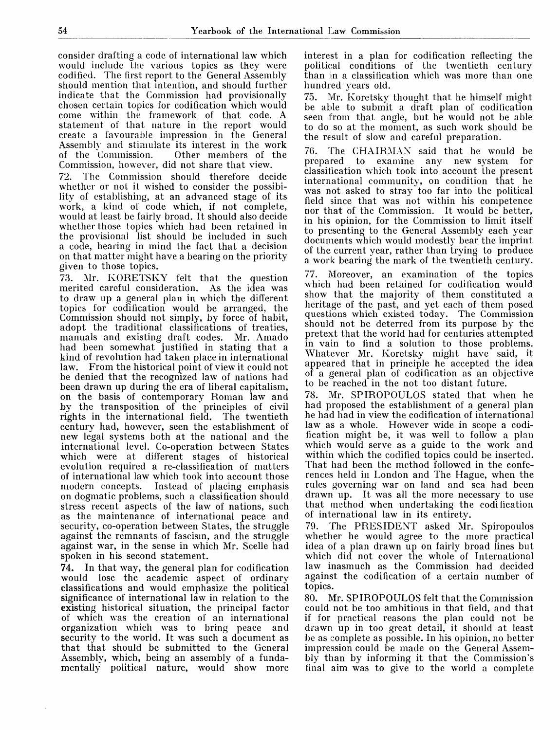consider drafting a code of international law which would include the various topics as they were codified. The first report to the General Assembly should mention that intention, and should further indicate that the Commission had provisionally chosen certain topics for codification which would come within the framework of that code. A statement of that nature in the report would create a favourable impression in the General Assembly and stimulate its interest in the work of the Commission. Other members of the Commission, however, did not share that view.

72. The Commission should therefore decide whether or not it wished to consider the possibility of establishing, at an advanced stage of its work, a kind of code which, if not complete, would at least be fairly broad. It should also decide whether those topics which had been retained in the provisional list should be included in such a code, bearing in mind the fact that a decision on that matter might have a bearing on the priority given to those topics.

73. Mr. KORETSKY felt that the question merited careful consideration. As the idea was to draw up a general plan in which the different topics for codification would be arranged, the Commission should not simply, by force of habit, adopt the traditional classifications of treaties, manuals and existing draft codes. Mr. Amado had been somewhat justified in stating that a kind of revolution had taken place in international law. From the historical point of view it could not be denied that the recognized law of nations had been drawn up during the era of liberal capitalism, on the basis of contemporary Roman law and by the transposition of the principles of civil rights in the international field. The twentieth century had, however, seen the establishment of new legal systems both at the national and the international level. Co-operation between States which were at different stages of historical evolution required a re-classification of matters of international law which took into account those modern concepts. Instead of placing emphasis on dogmatic problems, such a classification should stress recent aspects of the law of nations, such as the maintenance of international peace and security, co-operation between States, the struggle against the remnants of fascism, and the struggle against war, in the sense in which Mr. Scelle had spoken in his second statement.

74. In that way, the general plan for codification would lose the academic aspect of ordinary classifications and would emphasize the political significance of international law in relation to the existing historical situation, the principal factor of which was the creation of an international organization which was to bring peace and security to the world. It was such a document as that that should be submitted to the General Assembly, which, being an assembly of a fundamentally political nature, would show more interest in a plan for codification reflecting the political conditions of the twentieth century than in a classification which was more than one hundred years old.

75. Mr. Koretsky thought that he himself might be able to submit a draft plan of codification seen from that angle, but he would not be able to do so at the moment, as such work should be the result of slow and careful preparation.

76. The CHAIRMAN said that he would be prepared to examine any new system for classification which took into account the present international community, on condition that he was not asked to stray too far into the political field since that was not within his competence nor that of the Commission. It would be better, in his opinion, for the Commission to limit itself to presenting to the General Assembly each year documents which would modestly bear the imprint of the current year, rather than trying to produce a work bearing the mark of the twentieth century.

77. Moreover, an examination of the topics which had been retained for codification would show that the majority of them constituted a heritage of the past, and yet each of them posed questions which existed today. The Commission should not be deterred from its purpose by the pretext that the world had for centuries attempted in vain to find a solution to those problems. Whatever Mr. Koretsky might have said, it appeared that in principle he accepted the idea of a general plan of codification as an objective to be reached in the not too distant future.

78. Mr. SPIROPOULOS stated that when he had proposed the establishment of a general plan he had had in view the codification of international law as a whole. However wide in scope a codification might be, it was well to follow a plan which would serve as a guide to the work and within which the codified topics could be inserted. That had been the method followed in the conferences held in London and The Hague, when the rules governing war on land and sea had been drawn up. It was all the more necessary to use that method when undertaking the codification of international law in its entirety.

79. The PRESIDENT asked Mr. Spiropoulos whether he would agree to the more practical idea of a plan drawn up on fairly broad lines but which did not cover the whole of International law inasmuch as the Commission had decided against the codification of a certain number of topics.

80. Mr. SPIROPOULOS felt that the Commission could not be too ambitious in that field, and that if for practical reasons the plan could not be drawn up in too great detail, it should at least be as complete as possible. In his opinion, no better impression could be made on the General Assembly than by informing it that the Commission's final aim was to give to the world a complete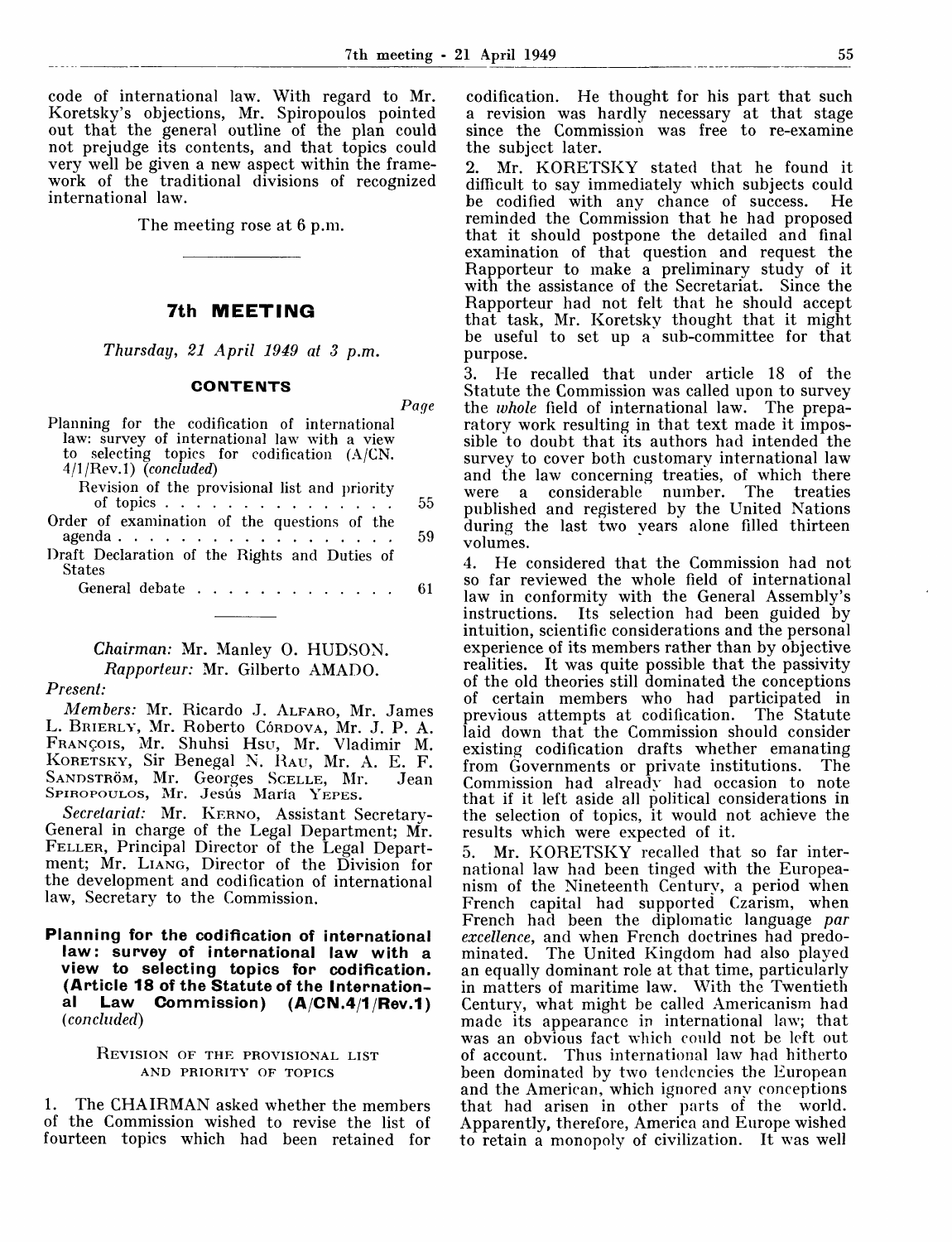code of international law. With regard to Mr. Koretsky's objections, Mr. Spiropoulos pointed out that the general outline of the plan could not prejudge its contents, and that topics could very well be given a new aspect within the framework of the traditional divisions of recognized international law.

The meeting rose at 6 p.m.

## 7th MEETING

*Thursday, 21 April 1949 at 3 p.m.*

### CONTENTS

| | Page |
|---|---|
| Planning for the codification of international law: survey of international law with a view to selecting topics for codification (A/CN. 4/1/Rev.1) (*concluded*) | |
| Revision of the provisional list and priority of topics | 55 |
| Order of examination of the questions of the agenda | 59 |
| Draft Declaration of the Rights and Duties of States | |
| General debate | 61 |

*Chairman:* Mr. Manley O. HUDSON.
*Rapporteur:* Mr. Gilberto AMADO.

*Present:*

*Members:* Mr. Ricardo J. ALFARO, Mr. James L. BRIERLY, Mr. Roberto CÓRDOVA, Mr. J. P. A. FRANÇOIS, Mr. Shuhsi HSU, Mr. Vladimir M. KORETSKY, Sir Benegal N. RAU, Mr. A. E. F. SANDSTRÖM, Mr. Georges SCELLE, Mr. Jean SPIROPOULOS, Mr. Jesús María YEPES.

*Secretariat:* Mr. KERNO, Assistant Secretary-General in charge of the Legal Department; Mr. FELLER, Principal Director of the Legal Department; Mr. LIANG, Director of the Division for the development and codification of international law, Secretary to the Commission.

### Planning for the codification of international law: survey of international law with a view to selecting topics for codification. (Article 18 of the Statute of the International Law Commission) (A/CN.4/1/Rev.1) (*concluded*)

REVISION OF THE PROVISIONAL LIST AND PRIORITY OF TOPICS

1. The CHAIRMAN asked whether the members of the Commission wished to revise the list of fourteen topics which had been retained for codification. He thought for his part that such a revision was hardly necessary at that stage since the Commission was free to re-examine the subject later.

2. Mr. KORETSKY stated that he found it difficult to say immediately which subjects could be codified with any chance of success. He reminded the Commission that he had proposed that it should postpone the detailed and final examination of that question and request the Rapporteur to make a preliminary study of it with the assistance of the Secretariat. Since the Rapporteur had not felt that he should accept that task, Mr. Koretsky thought that it might be useful to set up a sub-committee for that purpose.

3. He recalled that under article 18 of the Statute the Commission was called upon to survey the *whole* field of international law. The preparatory work resulting in that text made it impossible to doubt that its authors had intended the survey to cover both customary international law and the law concerning treaties, of which there were a considerable number. The treaties published and registered by the United Nations during the last two years alone filled thirteen volumes.

4. He considered that the Commission had not so far reviewed the whole field of international law in conformity with the General Assembly's instructions. Its selection had been guided by intuition, scientific considerations and the personal experience of its members rather than by objective realities. It was quite possible that the passivity of the old theories still dominated the conceptions of certain members who had participated in previous attempts at codification. The Statute laid down that the Commission should consider existing codification drafts whether emanating from Governments or private institutions. The Commission had already had occasion to note that if it left aside all political considerations in the selection of topics, it would not achieve the results which were expected of it.

5. Mr. KORETSKY recalled that so far international law had been tinged with the Europeanism of the Nineteenth Century, a period when French capital had supported Czarism, when French had been the diplomatic language *par excellence*, and when French doctrines had predominated. The United Kingdom had also played an equally dominant role at that time, particularly in matters of maritime law. With the Twentieth Century, what might be called Americanism had made its appearance in international law; that was an obvious fact which could not be left out of account. Thus international law had hitherto been dominated by two tendencies the European and the American, which ignored any conceptions that had arisen in other parts of the world. Apparently, therefore, America and Europe wished to retain a monopoly of civilization. It was well